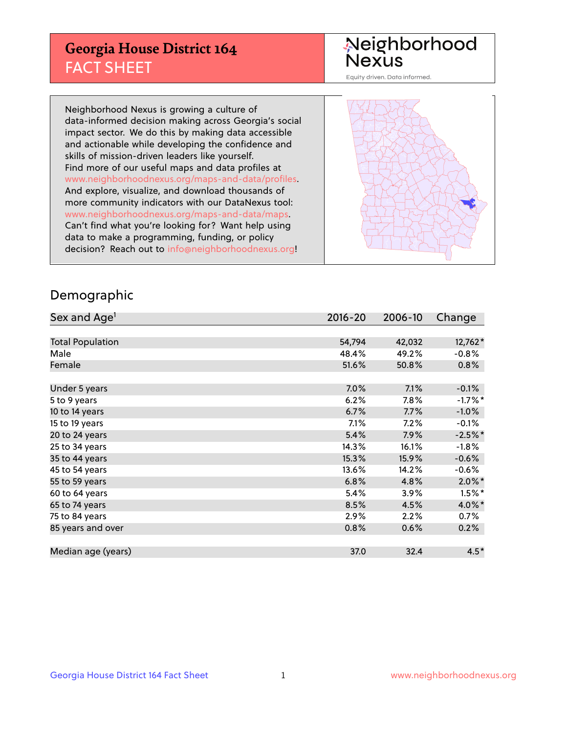# Georgia House District 164
## FACT SHEET

Neighborhood Nexus
Equity driven. Data informed.

Neighborhood Nexus is growing a culture of data-informed decision making across Georgia's social impact sector. We do this by making data accessible and actionable while developing the confidence and skills of mission-driven leaders like yourself. Find more of our useful maps and data profiles at www.neighborhoodnexus.org/maps-and-data/profiles. And explore, visualize, and download thousands of more community indicators with our DataNexus tool: www.neighborhoodnexus.org/maps-and-data/maps. Can't find what you're looking for? Want help using data to make a programming, funding, or policy decision? Reach out to info@neighborhoodnexus.org!

## Demographic

| Sex and Age[1] | 2016-20 | 2006-10 | Change |
|---|---|---|---|
| Total Population | 54,794 | 42,032 | 12,762* |
| Male | 48.4% | 49.2% | -0.8% |
| Female | 51.6% | 50.8% | 0.8% |
| | | | |
| Under 5 years | 7.0% | 7.1% | -0.1% |
| 5 to 9 years | 6.2% | 7.8% | -1.7%* |
| 10 to 14 years | 6.7% | 7.7% | -1.0% |
| 15 to 19 years | 7.1% | 7.2% | -0.1% |
| 20 to 24 years | 5.4% | 7.9% | -2.5%* |
| 25 to 34 years | 14.3% | 16.1% | -1.8% |
| 35 to 44 years | 15.3% | 15.9% | -0.6% |
| 45 to 54 years | 13.6% | 14.2% | -0.6% |
| 55 to 59 years | 6.8% | 4.8% | 2.0%* |
| 60 to 64 years | 5.4% | 3.9% | 1.5%* |
| 65 to 74 years | 8.5% | 4.5% | 4.0%* |
| 75 to 84 years | 2.9% | 2.2% | 0.7% |
| 85 years and over | 0.8% | 0.6% | 0.2% |
| | | | |
| Median age (years) | 37.0 | 32.4 | 4.5* |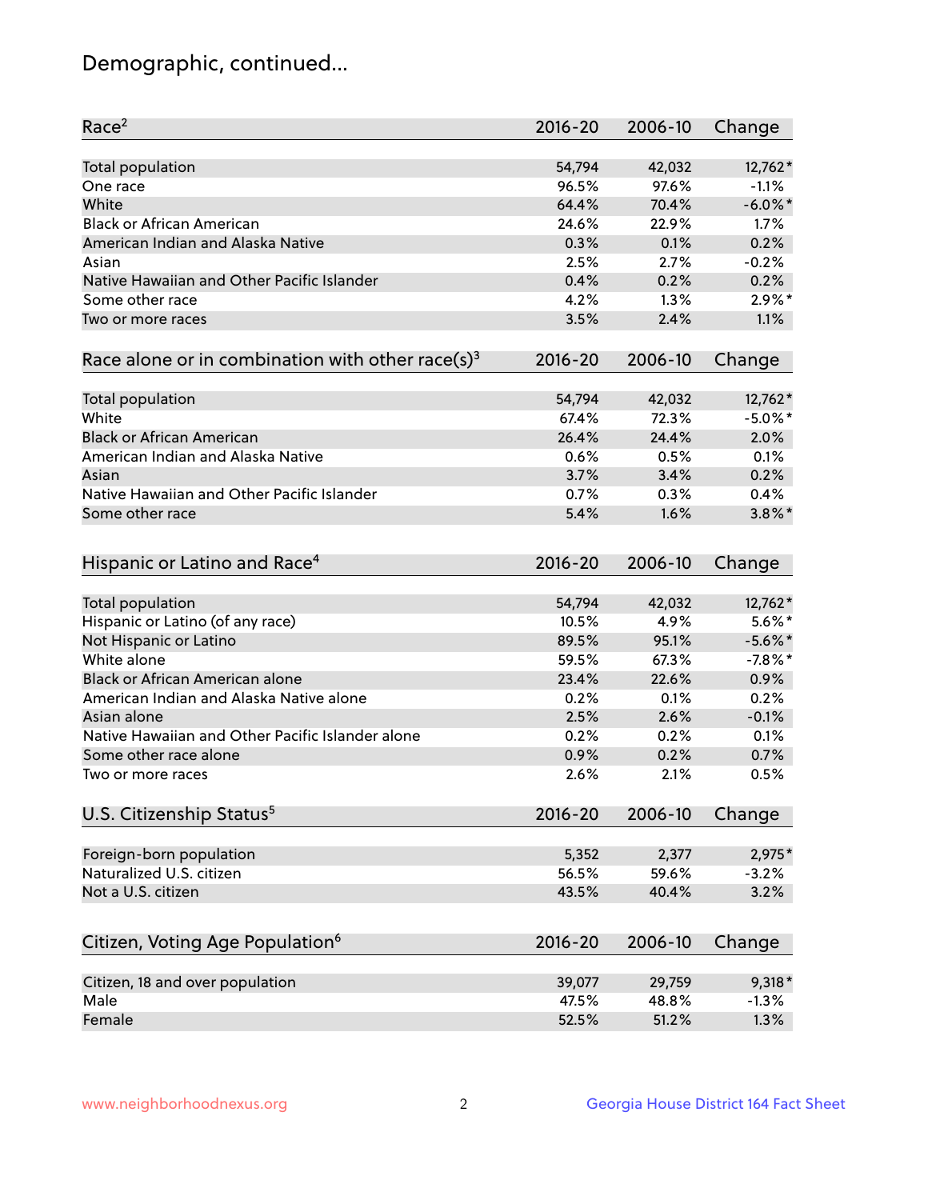# Demographic, continued...

| Race[2] | 2016-20 | 2006-10 | Change |
|---|---|---|---|
| Total population | 54,794 | 42,032 | 12,762* |
| One race | 96.5% | 97.6% | -1.1% |
| White | 64.4% | 70.4% | -6.0%* |
| Black or African American | 24.6% | 22.9% | 1.7% |
| American Indian and Alaska Native | 0.3% | 0.1% | 0.2% |
| Asian | 2.5% | 2.7% | -0.2% |
| Native Hawaiian and Other Pacific Islander | 0.4% | 0.2% | 0.2% |
| Some other race | 4.2% | 1.3% | 2.9%* |
| Two or more races | 3.5% | 2.4% | 1.1% |

| Race alone or in combination with other race(s)[3] | 2016-20 | 2006-10 | Change |
|---|---|---|---|
| Total population | 54,794 | 42,032 | 12,762* |
| White | 67.4% | 72.3% | -5.0%* |
| Black or African American | 26.4% | 24.4% | 2.0% |
| American Indian and Alaska Native | 0.6% | 0.5% | 0.1% |
| Asian | 3.7% | 3.4% | 0.2% |
| Native Hawaiian and Other Pacific Islander | 0.7% | 0.3% | 0.4% |
| Some other race | 5.4% | 1.6% | 3.8%* |

| Hispanic or Latino and Race[4] | 2016-20 | 2006-10 | Change |
|---|---|---|---|
| Total population | 54,794 | 42,032 | 12,762* |
| Hispanic or Latino (of any race) | 10.5% | 4.9% | 5.6%* |
| Not Hispanic or Latino | 89.5% | 95.1% | -5.6%* |
| White alone | 59.5% | 67.3% | -7.8%* |
| Black or African American alone | 23.4% | 22.6% | 0.9% |
| American Indian and Alaska Native alone | 0.2% | 0.1% | 0.2% |
| Asian alone | 2.5% | 2.6% | -0.1% |
| Native Hawaiian and Other Pacific Islander alone | 0.2% | 0.2% | 0.1% |
| Some other race alone | 0.9% | 0.2% | 0.7% |
| Two or more races | 2.6% | 2.1% | 0.5% |

| U.S. Citizenship Status[5] | 2016-20 | 2006-10 | Change |
|---|---|---|---|
| Foreign-born population | 5,352 | 2,377 | 2,975* |
| Naturalized U.S. citizen | 56.5% | 59.6% | -3.2% |
| Not a U.S. citizen | 43.5% | 40.4% | 3.2% |

| Citizen, Voting Age Population[6] | 2016-20 | 2006-10 | Change |
|---|---|---|---|
| Citizen, 18 and over population | 39,077 | 29,759 | 9,318* |
| Male | 47.5% | 48.8% | -1.3% |
| Female | 52.5% | 51.2% | 1.3% |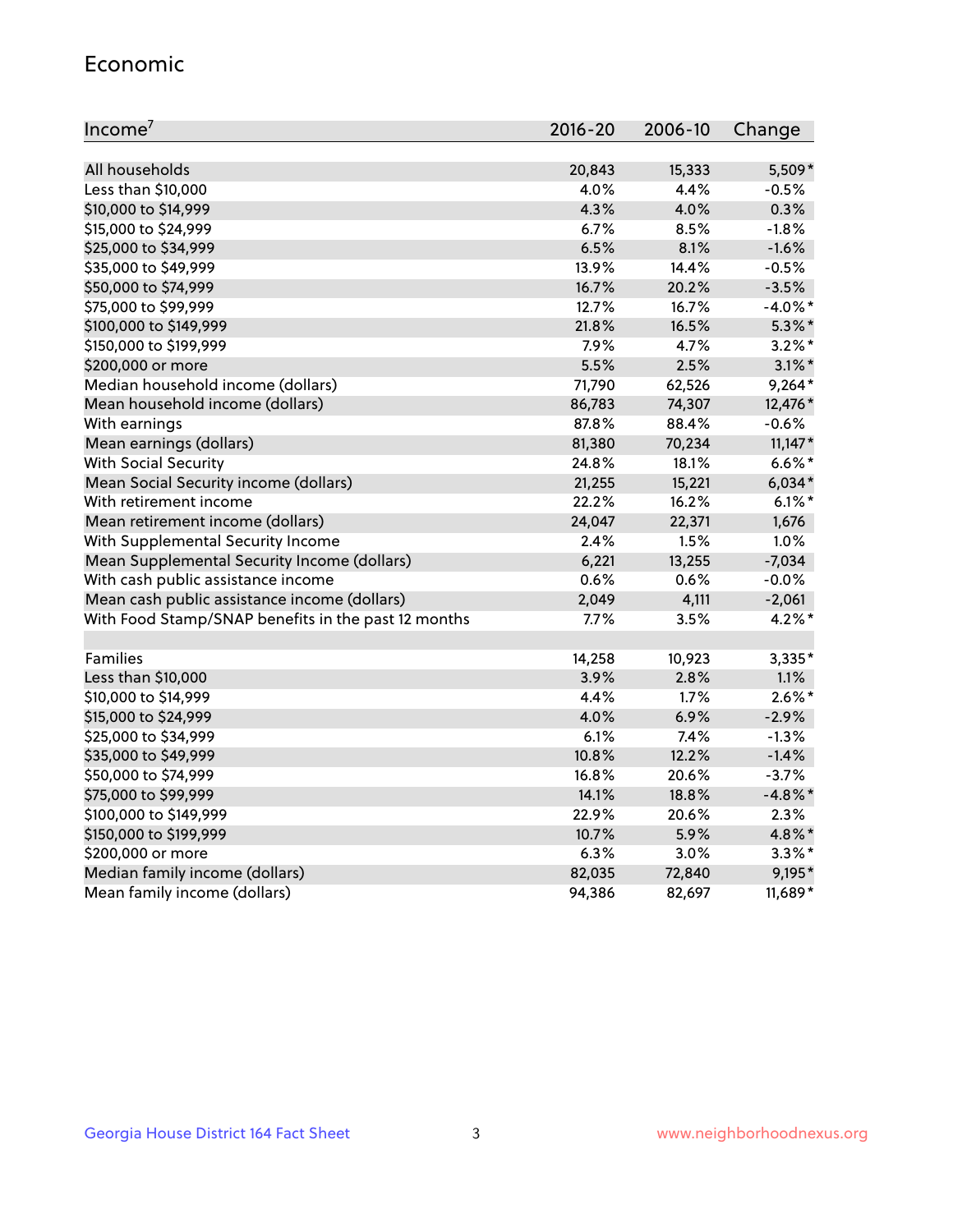## Economic

| Income[7] | 2016-20 | 2006-10 | Change |
|---|---|---|---|
| All households | 20,843 | 15,333 | 5,509* |
| Less than $10,000 | 4.0% | 4.4% | -0.5% |
| $10,000 to $14,999 | 4.3% | 4.0% | 0.3% |
| $15,000 to $24,999 | 6.7% | 8.5% | -1.8% |
| $25,000 to $34,999 | 6.5% | 8.1% | -1.6% |
| $35,000 to $49,999 | 13.9% | 14.4% | -0.5% |
| $50,000 to $74,999 | 16.7% | 20.2% | -3.5% |
| $75,000 to $99,999 | 12.7% | 16.7% | -4.0%* |
| $100,000 to $149,999 | 21.8% | 16.5% | 5.3%* |
| $150,000 to $199,999 | 7.9% | 4.7% | 3.2%* |
| $200,000 or more | 5.5% | 2.5% | 3.1%* |
| Median household income (dollars) | 71,790 | 62,526 | 9,264* |
| Mean household income (dollars) | 86,783 | 74,307 | 12,476* |
| With earnings | 87.8% | 88.4% | -0.6% |
| Mean earnings (dollars) | 81,380 | 70,234 | 11,147* |
| With Social Security | 24.8% | 18.1% | 6.6%* |
| Mean Social Security income (dollars) | 21,255 | 15,221 | 6,034* |
| With retirement income | 22.2% | 16.2% | 6.1%* |
| Mean retirement income (dollars) | 24,047 | 22,371 | 1,676 |
| With Supplemental Security Income | 2.4% | 1.5% | 1.0% |
| Mean Supplemental Security Income (dollars) | 6,221 | 13,255 | -7,034 |
| With cash public assistance income | 0.6% | 0.6% | -0.0% |
| Mean cash public assistance income (dollars) | 2,049 | 4,111 | -2,061 |
| With Food Stamp/SNAP benefits in the past 12 months | 7.7% | 3.5% | 4.2%* |
| | | | |
| Families | 14,258 | 10,923 | 3,335* |
| Less than $10,000 | 3.9% | 2.8% | 1.1% |
| $10,000 to $14,999 | 4.4% | 1.7% | 2.6%* |
| $15,000 to $24,999 | 4.0% | 6.9% | -2.9% |
| $25,000 to $34,999 | 6.1% | 7.4% | -1.3% |
| $35,000 to $49,999 | 10.8% | 12.2% | -1.4% |
| $50,000 to $74,999 | 16.8% | 20.6% | -3.7% |
| $75,000 to $99,999 | 14.1% | 18.8% | -4.8%* |
| $100,000 to $149,999 | 22.9% | 20.6% | 2.3% |
| $150,000 to $199,999 | 10.7% | 5.9% | 4.8%* |
| $200,000 or more | 6.3% | 3.0% | 3.3%* |
| Median family income (dollars) | 82,035 | 72,840 | 9,195* |
| Mean family income (dollars) | 94,386 | 82,697 | 11,689* |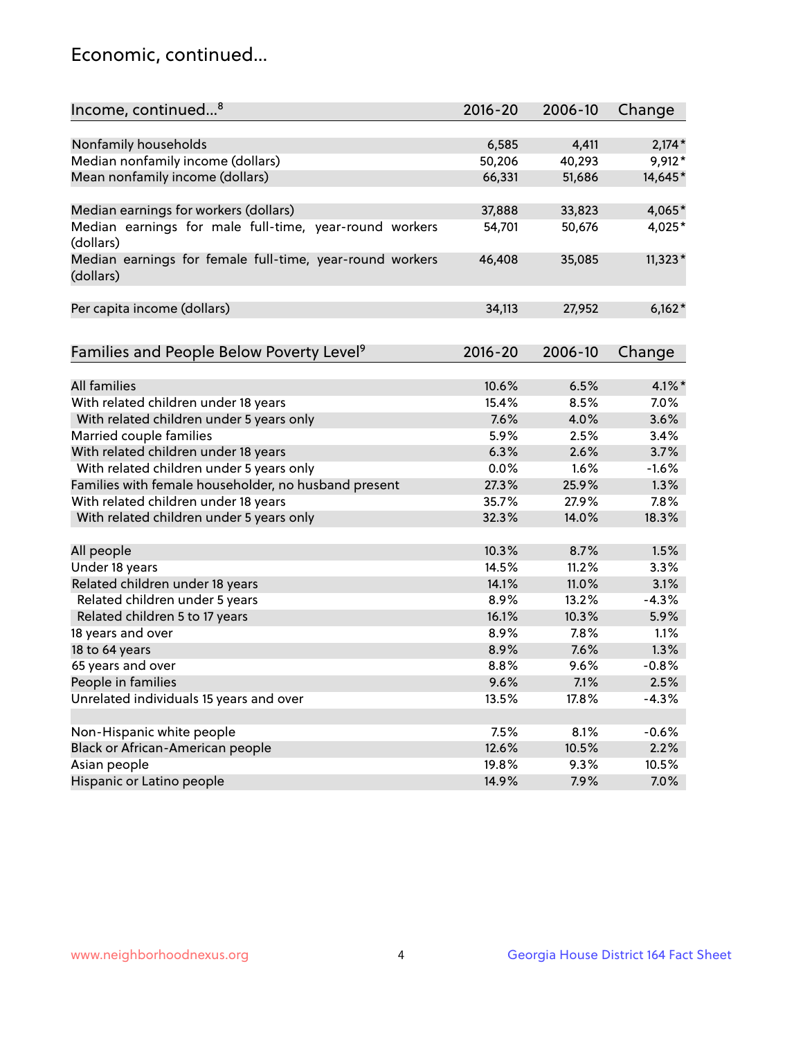## Economic, continued...

| Income, continued...[8] | 2016-20 | 2006-10 | Change |
|---|---|---|---|
| Nonfamily households | 6,585 | 4,411 | 2,174* |
| Median nonfamily income (dollars) | 50,206 | 40,293 | 9,912* |
| Mean nonfamily income (dollars) | 66,331 | 51,686 | 14,645* |
| Median earnings for workers (dollars) | 37,888 | 33,823 | 4,065* |
| Median earnings for male full-time, year-round workers (dollars) | 54,701 | 50,676 | 4,025* |
| Median earnings for female full-time, year-round workers (dollars) | 46,408 | 35,085 | 11,323* |
| Per capita income (dollars) | 34,113 | 27,952 | 6,162* |

| Families and People Below Poverty Level[9] | 2016-20 | 2006-10 | Change |
|---|---|---|---|
| All families | 10.6% | 6.5% | 4.1%* |
| With related children under 18 years | 15.4% | 8.5% | 7.0% |
| With related children under 5 years only | 7.6% | 4.0% | 3.6% |
| Married couple families | 5.9% | 2.5% | 3.4% |
| With related children under 18 years | 6.3% | 2.6% | 3.7% |
| With related children under 5 years only | 0.0% | 1.6% | -1.6% |
| Families with female householder, no husband present | 27.3% | 25.9% | 1.3% |
| With related children under 18 years | 35.7% | 27.9% | 7.8% |
| With related children under 5 years only | 32.3% | 14.0% | 18.3% |
| All people | 10.3% | 8.7% | 1.5% |
| Under 18 years | 14.5% | 11.2% | 3.3% |
| Related children under 18 years | 14.1% | 11.0% | 3.1% |
| Related children under 5 years | 8.9% | 13.2% | -4.3% |
| Related children 5 to 17 years | 16.1% | 10.3% | 5.9% |
| 18 years and over | 8.9% | 7.8% | 1.1% |
| 18 to 64 years | 8.9% | 7.6% | 1.3% |
| 65 years and over | 8.8% | 9.6% | -0.8% |
| People in families | 9.6% | 7.1% | 2.5% |
| Unrelated individuals 15 years and over | 13.5% | 17.8% | -4.3% |
| Non-Hispanic white people | 7.5% | 8.1% | -0.6% |
| Black or African-American people | 12.6% | 10.5% | 2.2% |
| Asian people | 19.8% | 9.3% | 10.5% |
| Hispanic or Latino people | 14.9% | 7.9% | 7.0% |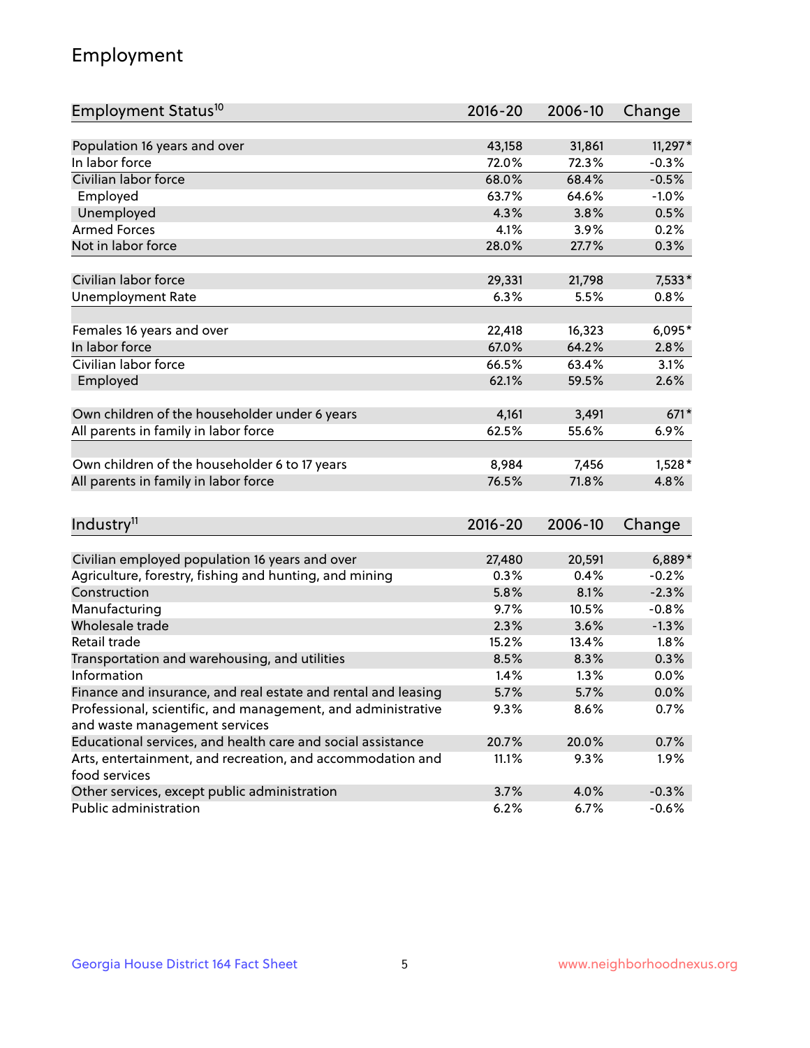## Employment

| Employment Status[10] | 2016-20 | 2006-10 | Change |
|---|---|---|---|
| Population 16 years and over | 43,158 | 31,861 | 11,297* |
| In labor force | 72.0% | 72.3% | -0.3% |
| Civilian labor force | 68.0% | 68.4% | -0.5% |
| Employed | 63.7% | 64.6% | -1.0% |
| Unemployed | 4.3% | 3.8% | 0.5% |
| Armed Forces | 4.1% | 3.9% | 0.2% |
| Not in labor force | 28.0% | 27.7% | 0.3% |
| | | | |
| Civilian labor force | 29,331 | 21,798 | 7,533* |
| Unemployment Rate | 6.3% | 5.5% | 0.8% |
| | | | |
| Females 16 years and over | 22,418 | 16,323 | 6,095* |
| In labor force | 67.0% | 64.2% | 2.8% |
| Civilian labor force | 66.5% | 63.4% | 3.1% |
| Employed | 62.1% | 59.5% | 2.6% |
| | | | |
| Own children of the householder under 6 years | 4,161 | 3,491 | 671* |
| All parents in family in labor force | 62.5% | 55.6% | 6.9% |
| | | | |
| Own children of the householder 6 to 17 years | 8,984 | 7,456 | 1,528* |
| All parents in family in labor force | 76.5% | 71.8% | 4.8% |

| Industry[11] | 2016-20 | 2006-10 | Change |
|---|---|---|---|
| Civilian employed population 16 years and over | 27,480 | 20,591 | 6,889* |
| Agriculture, forestry, fishing and hunting, and mining | 0.3% | 0.4% | -0.2% |
| Construction | 5.8% | 8.1% | -2.3% |
| Manufacturing | 9.7% | 10.5% | -0.8% |
| Wholesale trade | 2.3% | 3.6% | -1.3% |
| Retail trade | 15.2% | 13.4% | 1.8% |
| Transportation and warehousing, and utilities | 8.5% | 8.3% | 0.3% |
| Information | 1.4% | 1.3% | 0.0% |
| Finance and insurance, and real estate and rental and leasing | 5.7% | 5.7% | 0.0% |
| Professional, scientific, and management, and administrative and waste management services | 9.3% | 8.6% | 0.7% |
| Educational services, and health care and social assistance | 20.7% | 20.0% | 0.7% |
| Arts, entertainment, and recreation, and accommodation and food services | 11.1% | 9.3% | 1.9% |
| Other services, except public administration | 3.7% | 4.0% | -0.3% |
| Public administration | 6.2% | 6.7% | -0.6% |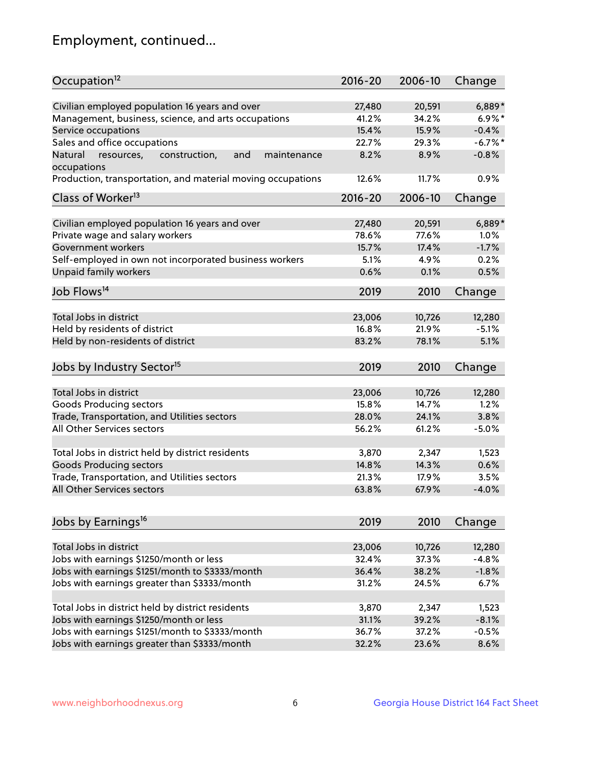# Employment, continued...

| Occupation[12] | 2016-20 | 2006-10 | Change |
|---|---|---|---|
| Civilian employed population 16 years and over | 27,480 | 20,591 | 6,889* |
| Management, business, science, and arts occupations | 41.2% | 34.2% | 6.9%* |
| Service occupations | 15.4% | 15.9% | -0.4% |
| Sales and office occupations | 22.7% | 29.3% | -6.7%* |
| Natural resources, construction, and maintenance occupations | 8.2% | 8.9% | -0.8% |
| Production, transportation, and material moving occupations | 12.6% | 11.7% | 0.9% |

| Class of Worker[13] | 2016-20 | 2006-10 | Change |
|---|---|---|---|
| Civilian employed population 16 years and over | 27,480 | 20,591 | 6,889* |
| Private wage and salary workers | 78.6% | 77.6% | 1.0% |
| Government workers | 15.7% | 17.4% | -1.7% |
| Self-employed in own not incorporated business workers | 5.1% | 4.9% | 0.2% |
| Unpaid family workers | 0.6% | 0.1% | 0.5% |

| Job Flows[14] | 2019 | 2010 | Change |
|---|---|---|---|
| Total Jobs in district | 23,006 | 10,726 | 12,280 |
| Held by residents of district | 16.8% | 21.9% | -5.1% |
| Held by non-residents of district | 83.2% | 78.1% | 5.1% |

| Jobs by Industry Sector[15] | 2019 | 2010 | Change |
|---|---|---|---|
| Total Jobs in district | 23,006 | 10,726 | 12,280 |
| Goods Producing sectors | 15.8% | 14.7% | 1.2% |
| Trade, Transportation, and Utilities sectors | 28.0% | 24.1% | 3.8% |
| All Other Services sectors | 56.2% | 61.2% | -5.0% |
| | | | |
| Total Jobs in district held by district residents | 3,870 | 2,347 | 1,523 |
| Goods Producing sectors | 14.8% | 14.3% | 0.6% |
| Trade, Transportation, and Utilities sectors | 21.3% | 17.9% | 3.5% |
| All Other Services sectors | 63.8% | 67.9% | -4.0% |

| Jobs by Earnings[16] | 2019 | 2010 | Change |
|---|---|---|---|
| Total Jobs in district | 23,006 | 10,726 | 12,280 |
| Jobs with earnings $1250/month or less | 32.4% | 37.3% | -4.8% |
| Jobs with earnings $1251/month to $3333/month | 36.4% | 38.2% | -1.8% |
| Jobs with earnings greater than $3333/month | 31.2% | 24.5% | 6.7% |
| | | | |
| Total Jobs in district held by district residents | 3,870 | 2,347 | 1,523 |
| Jobs with earnings $1250/month or less | 31.1% | 39.2% | -8.1% |
| Jobs with earnings $1251/month to $3333/month | 36.7% | 37.2% | -0.5% |
| Jobs with earnings greater than $3333/month | 32.2% | 23.6% | 8.6% |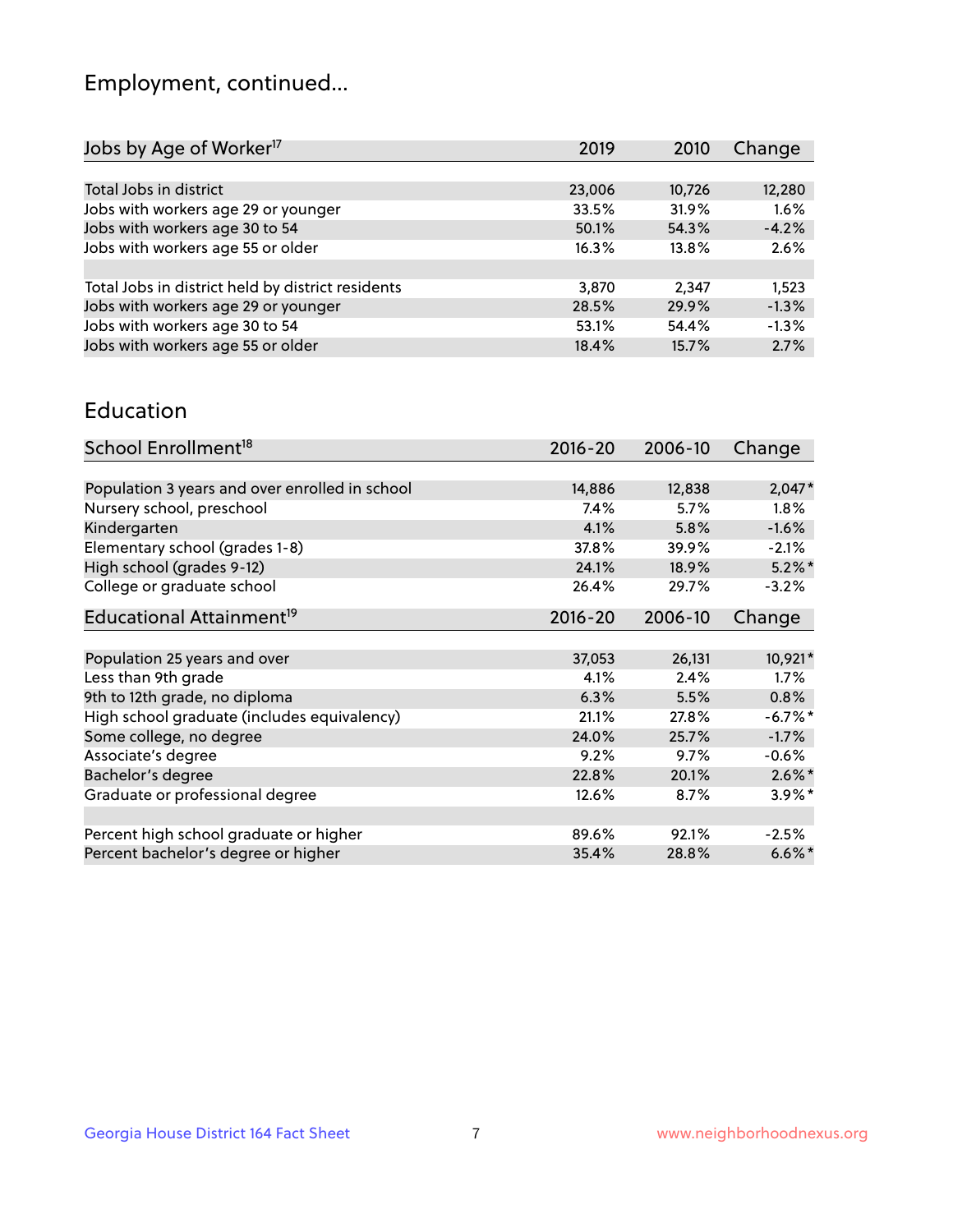## Employment, continued...

| Jobs by Age of Worker[17] | 2019 | 2010 | Change |
|---|---|---|---|
| Total Jobs in district | 23,006 | 10,726 | 12,280 |
| Jobs with workers age 29 or younger | 33.5% | 31.9% | 1.6% |
| Jobs with workers age 30 to 54 | 50.1% | 54.3% | -4.2% |
| Jobs with workers age 55 or older | 16.3% | 13.8% | 2.6% |
| | | | |
| Total Jobs in district held by district residents | 3,870 | 2,347 | 1,523 |
| Jobs with workers age 29 or younger | 28.5% | 29.9% | -1.3% |
| Jobs with workers age 30 to 54 | 53.1% | 54.4% | -1.3% |
| Jobs with workers age 55 or older | 18.4% | 15.7% | 2.7% |

## Education

| School Enrollment[18] | 2016-20 | 2006-10 | Change |
|---|---|---|---|
| Population 3 years and over enrolled in school | 14,886 | 12,838 | 2,047* |
| Nursery school, preschool | 7.4% | 5.7% | 1.8% |
| Kindergarten | 4.1% | 5.8% | -1.6% |
| Elementary school (grades 1-8) | 37.8% | 39.9% | -2.1% |
| High school (grades 9-12) | 24.1% | 18.9% | 5.2%* |
| College or graduate school | 26.4% | 29.7% | -3.2% |

| Educational Attainment[19] | 2016-20 | 2006-10 | Change |
|---|---|---|---|
| Population 25 years and over | 37,053 | 26,131 | 10,921* |
| Less than 9th grade | 4.1% | 2.4% | 1.7% |
| 9th to 12th grade, no diploma | 6.3% | 5.5% | 0.8% |
| High school graduate (includes equivalency) | 21.1% | 27.8% | -6.7%* |
| Some college, no degree | 24.0% | 25.7% | -1.7% |
| Associate's degree | 9.2% | 9.7% | -0.6% |
| Bachelor's degree | 22.8% | 20.1% | 2.6%* |
| Graduate or professional degree | 12.6% | 8.7% | 3.9%* |
| | | | |
| Percent high school graduate or higher | 89.6% | 92.1% | -2.5% |
| Percent bachelor's degree or higher | 35.4% | 28.8% | 6.6%* |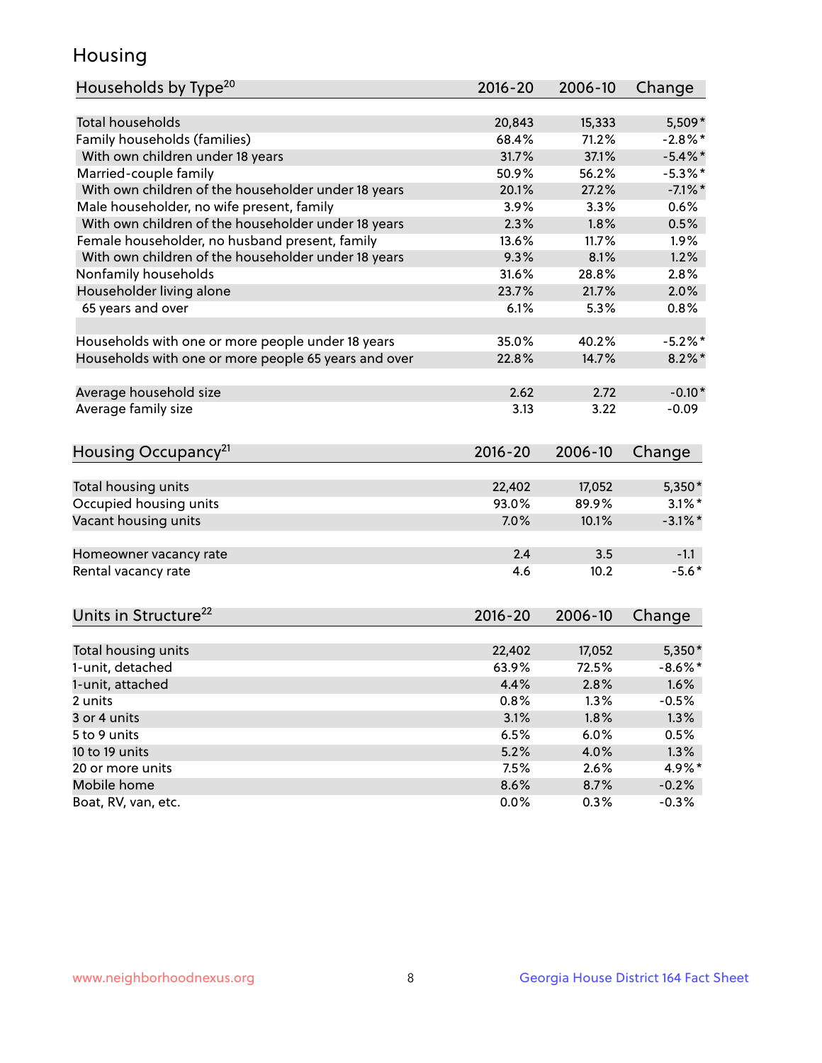# Housing

| Households by Type[20] | 2016-20 | 2006-10 | Change |
|---|---|---|---|
| Total households | 20,843 | 15,333 | 5,509* |
| Family households (families) | 68.4% | 71.2% | -2.8%* |
| With own children under 18 years | 31.7% | 37.1% | -5.4%* |
| Married-couple family | 50.9% | 56.2% | -5.3%* |
| With own children of the householder under 18 years | 20.1% | 27.2% | -7.1%* |
| Male householder, no wife present, family | 3.9% | 3.3% | 0.6% |
| With own children of the householder under 18 years | 2.3% | 1.8% | 0.5% |
| Female householder, no husband present, family | 13.6% | 11.7% | 1.9% |
| With own children of the householder under 18 years | 9.3% | 8.1% | 1.2% |
| Nonfamily households | 31.6% | 28.8% | 2.8% |
| Householder living alone | 23.7% | 21.7% | 2.0% |
| 65 years and over | 6.1% | 5.3% | 0.8% |
| | | | |
| Households with one or more people under 18 years | 35.0% | 40.2% | -5.2%* |
| Households with one or more people 65 years and over | 22.8% | 14.7% | 8.2%* |
| | | | |
| Average household size | 2.62 | 2.72 | -0.10* |
| Average family size | 3.13 | 3.22 | -0.09 |

| Housing Occupancy[21] | 2016-20 | 2006-10 | Change |
|---|---|---|---|
| Total housing units | 22,402 | 17,052 | 5,350* |
| Occupied housing units | 93.0% | 89.9% | 3.1%* |
| Vacant housing units | 7.0% | 10.1% | -3.1%* |
| | | | |
| Homeowner vacancy rate | 2.4 | 3.5 | -1.1 |
| Rental vacancy rate | 4.6 | 10.2 | -5.6* |

| Units in Structure[22] | 2016-20 | 2006-10 | Change |
|---|---|---|---|
| Total housing units | 22,402 | 17,052 | 5,350* |
| 1-unit, detached | 63.9% | 72.5% | -8.6%* |
| 1-unit, attached | 4.4% | 2.8% | 1.6% |
| 2 units | 0.8% | 1.3% | -0.5% |
| 3 or 4 units | 3.1% | 1.8% | 1.3% |
| 5 to 9 units | 6.5% | 6.0% | 0.5% |
| 10 to 19 units | 5.2% | 4.0% | 1.3% |
| 20 or more units | 7.5% | 2.6% | 4.9%* |
| Mobile home | 8.6% | 8.7% | -0.2% |
| Boat, RV, van, etc. | 0.0% | 0.3% | -0.3% |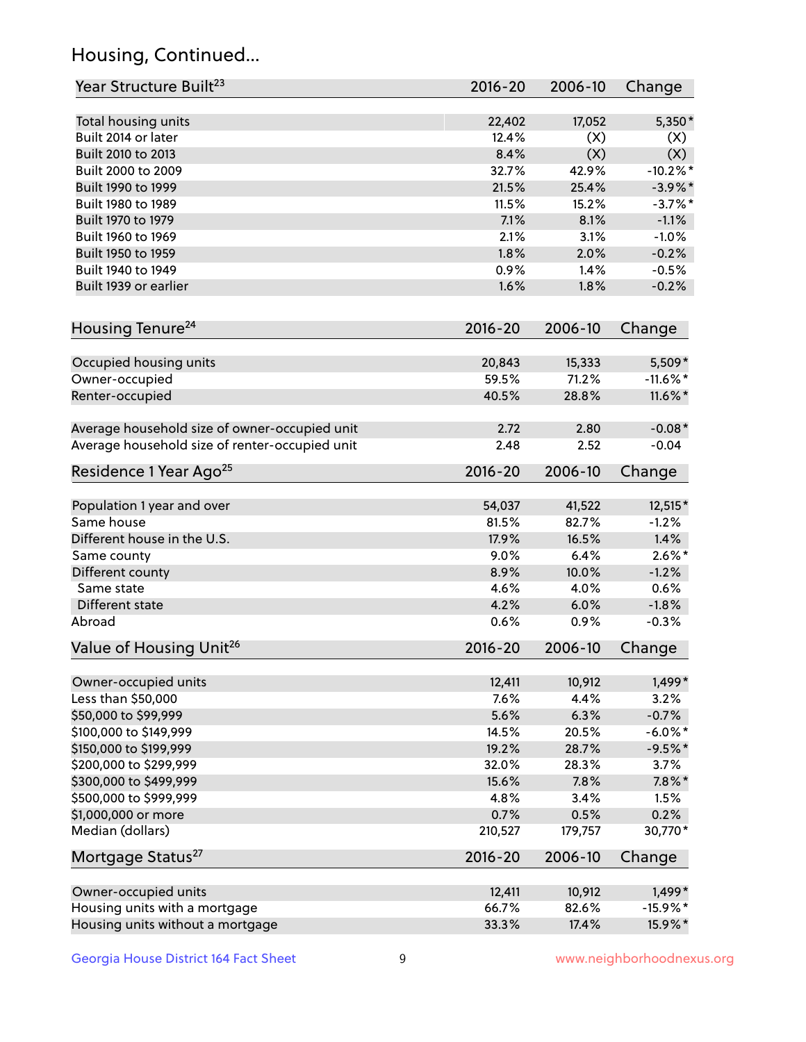## Housing, Continued...

| Year Structure Built[23] | 2016-20 | 2006-10 | Change |
|---|---|---|---|
| Total housing units | 22,402 | 17,052 | 5,350* |
| Built 2014 or later | 12.4% | (X) | (X) |
| Built 2010 to 2013 | 8.4% | (X) | (X) |
| Built 2000 to 2009 | 32.7% | 42.9% | -10.2%* |
| Built 1990 to 1999 | 21.5% | 25.4% | -3.9%* |
| Built 1980 to 1989 | 11.5% | 15.2% | -3.7%* |
| Built 1970 to 1979 | 7.1% | 8.1% | -1.1% |
| Built 1960 to 1969 | 2.1% | 3.1% | -1.0% |
| Built 1950 to 1959 | 1.8% | 2.0% | -0.2% |
| Built 1940 to 1949 | 0.9% | 1.4% | -0.5% |
| Built 1939 or earlier | 1.6% | 1.8% | -0.2% |

| Housing Tenure[24] | 2016-20 | 2006-10 | Change |
|---|---|---|---|
| Occupied housing units | 20,843 | 15,333 | 5,509* |
| Owner-occupied | 59.5% | 71.2% | -11.6%* |
| Renter-occupied | 40.5% | 28.8% | 11.6%* |
| Average household size of owner-occupied unit | 2.72 | 2.80 | -0.08* |
| Average household size of renter-occupied unit | 2.48 | 2.52 | -0.04 |

| Residence 1 Year Ago[25] | 2016-20 | 2006-10 | Change |
|---|---|---|---|
| Population 1 year and over | 54,037 | 41,522 | 12,515* |
| Same house | 81.5% | 82.7% | -1.2% |
| Different house in the U.S. | 17.9% | 16.5% | 1.4% |
| Same county | 9.0% | 6.4% | 2.6%* |
| Different county | 8.9% | 10.0% | -1.2% |
| Same state | 4.6% | 4.0% | 0.6% |
| Different state | 4.2% | 6.0% | -1.8% |
| Abroad | 0.6% | 0.9% | -0.3% |

| Value of Housing Unit[26] | 2016-20 | 2006-10 | Change |
|---|---|---|---|
| Owner-occupied units | 12,411 | 10,912 | 1,499* |
| Less than $50,000 | 7.6% | 4.4% | 3.2% |
| $50,000 to $99,999 | 5.6% | 6.3% | -0.7% |
| $100,000 to $149,999 | 14.5% | 20.5% | -6.0%* |
| $150,000 to $199,999 | 19.2% | 28.7% | -9.5%* |
| $200,000 to $299,999 | 32.0% | 28.3% | 3.7% |
| $300,000 to $499,999 | 15.6% | 7.8% | 7.8%* |
| $500,000 to $999,999 | 4.8% | 3.4% | 1.5% |
| $1,000,000 or more | 0.7% | 0.5% | 0.2% |
| Median (dollars) | 210,527 | 179,757 | 30,770* |

| Mortgage Status[27] | 2016-20 | 2006-10 | Change |
|---|---|---|---|
| Owner-occupied units | 12,411 | 10,912 | 1,499* |
| Housing units with a mortgage | 66.7% | 82.6% | -15.9%* |
| Housing units without a mortgage | 33.3% | 17.4% | 15.9%* |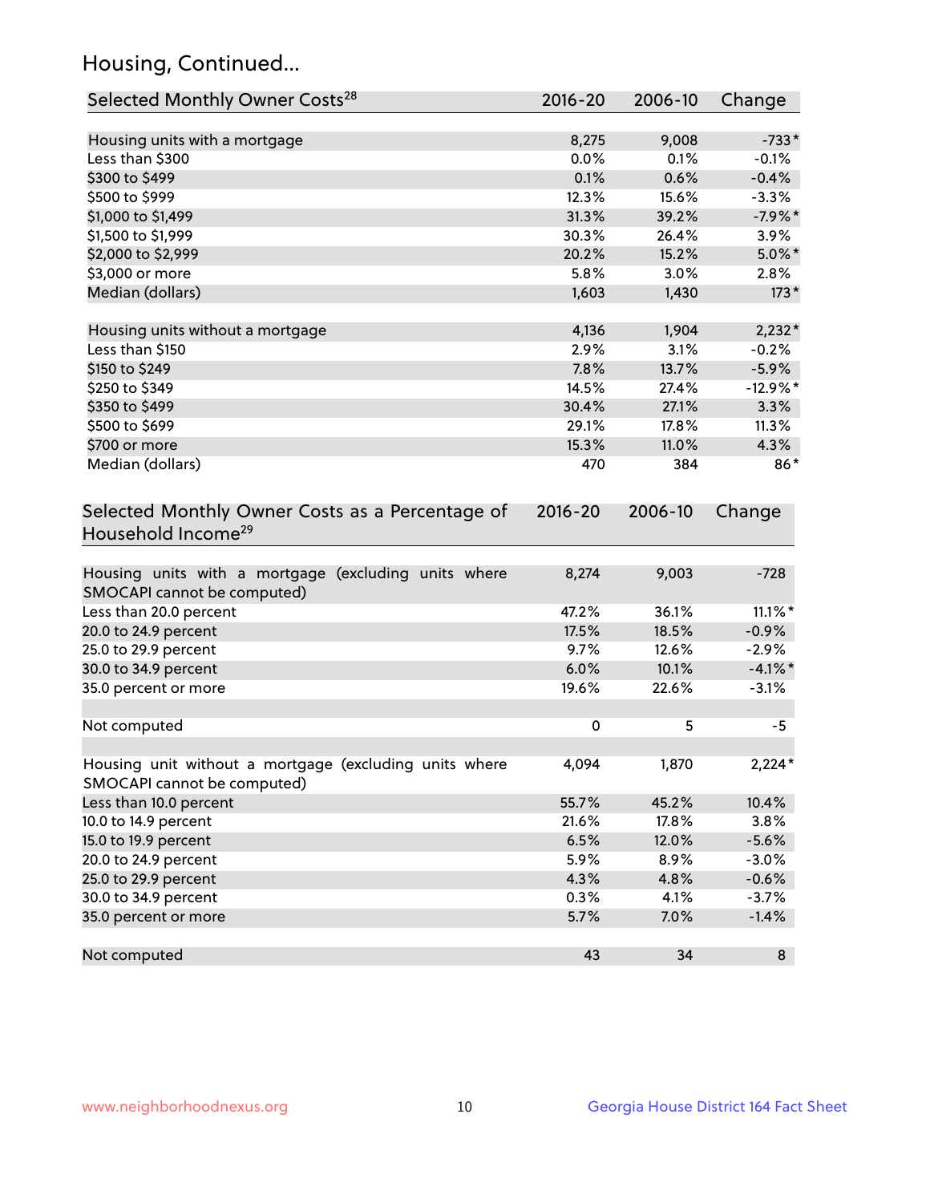## Housing, Continued...

| Selected Monthly Owner Costs[28] | 2016-20 | 2006-10 | Change |
|---|---|---|---|
| Housing units with a mortgage | 8,275 | 9,008 | -733* |
| Less than $300 | 0.0% | 0.1% | -0.1% |
| $300 to $499 | 0.1% | 0.6% | -0.4% |
| $500 to $999 | 12.3% | 15.6% | -3.3% |
| $1,000 to $1,499 | 31.3% | 39.2% | -7.9%* |
| $1,500 to $1,999 | 30.3% | 26.4% | 3.9% |
| $2,000 to $2,999 | 20.2% | 15.2% | 5.0%* |
| $3,000 or more | 5.8% | 3.0% | 2.8% |
| Median (dollars) | 1,603 | 1,430 | 173* |
| | | | |
| Housing units without a mortgage | 4,136 | 1,904 | 2,232* |
| Less than $150 | 2.9% | 3.1% | -0.2% |
| $150 to $249 | 7.8% | 13.7% | -5.9% |
| $250 to $349 | 14.5% | 27.4% | -12.9%* |
| $350 to $499 | 30.4% | 27.1% | 3.3% |
| $500 to $699 | 29.1% | 17.8% | 11.3% |
| $700 or more | 15.3% | 11.0% | 4.3% |
| Median (dollars) | 470 | 384 | 86* |

| Selected Monthly Owner Costs as a Percentage of Household Income[29] | 2016-20 | 2006-10 | Change |
|---|---|---|---|
| Housing units with a mortgage (excluding units where SMOCAPI cannot be computed) | 8,274 | 9,003 | -728 |
| Less than 20.0 percent | 47.2% | 36.1% | 11.1%* |
| 20.0 to 24.9 percent | 17.5% | 18.5% | -0.9% |
| 25.0 to 29.9 percent | 9.7% | 12.6% | -2.9% |
| 30.0 to 34.9 percent | 6.0% | 10.1% | -4.1%* |
| 35.0 percent or more | 19.6% | 22.6% | -3.1% |
| | | | |
| Not computed | 0 | 5 | -5 |
| | | | |
| Housing unit without a mortgage (excluding units where SMOCAPI cannot be computed) | 4,094 | 1,870 | 2,224* |
| Less than 10.0 percent | 55.7% | 45.2% | 10.4% |
| 10.0 to 14.9 percent | 21.6% | 17.8% | 3.8% |
| 15.0 to 19.9 percent | 6.5% | 12.0% | -5.6% |
| 20.0 to 24.9 percent | 5.9% | 8.9% | -3.0% |
| 25.0 to 29.9 percent | 4.3% | 4.8% | -0.6% |
| 30.0 to 34.9 percent | 0.3% | 4.1% | -3.7% |
| 35.0 percent or more | 5.7% | 7.0% | -1.4% |
| | | | |
| Not computed | 43 | 34 | 8 |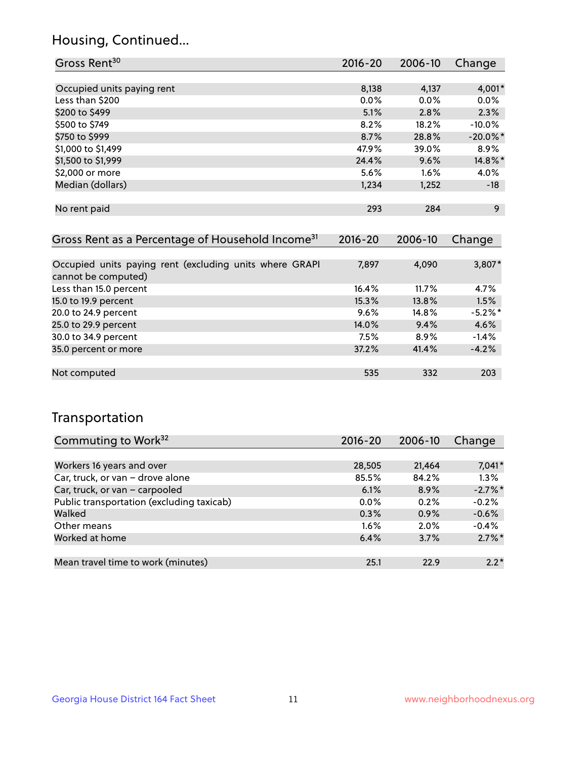## Housing, Continued...

| Gross Rent[30] | 2016-20 | 2006-10 | Change |
|---|---|---|---|
| Occupied units paying rent | 8,138 | 4,137 | 4,001* |
| Less than $200 | 0.0% | 0.0% | 0.0% |
| $200 to $499 | 5.1% | 2.8% | 2.3% |
| $500 to $749 | 8.2% | 18.2% | -10.0% |
| $750 to $999 | 8.7% | 28.8% | -20.0%* |
| $1,000 to $1,499 | 47.9% | 39.0% | 8.9% |
| $1,500 to $1,999 | 24.4% | 9.6% | 14.8%* |
| $2,000 or more | 5.6% | 1.6% | 4.0% |
| Median (dollars) | 1,234 | 1,252 | -18 |
| No rent paid | 293 | 284 | 9 |

| Gross Rent as a Percentage of Household Income[31] | 2016-20 | 2006-10 | Change |
|---|---|---|---|
| Occupied units paying rent (excluding units where GRAPI cannot be computed) | 7,897 | 4,090 | 3,807* |
| Less than 15.0 percent | 16.4% | 11.7% | 4.7% |
| 15.0 to 19.9 percent | 15.3% | 13.8% | 1.5% |
| 20.0 to 24.9 percent | 9.6% | 14.8% | -5.2%* |
| 25.0 to 29.9 percent | 14.0% | 9.4% | 4.6% |
| 30.0 to 34.9 percent | 7.5% | 8.9% | -1.4% |
| 35.0 percent or more | 37.2% | 41.4% | -4.2% |
| Not computed | 535 | 332 | 203 |

## Transportation

| Commuting to Work[32] | 2016-20 | 2006-10 | Change |
|---|---|---|---|
| Workers 16 years and over | 28,505 | 21,464 | 7,041* |
| Car, truck, or van – drove alone | 85.5% | 84.2% | 1.3% |
| Car, truck, or van – carpooled | 6.1% | 8.9% | -2.7%* |
| Public transportation (excluding taxicab) | 0.0% | 0.2% | -0.2% |
| Walked | 0.3% | 0.9% | -0.6% |
| Other means | 1.6% | 2.0% | -0.4% |
| Worked at home | 6.4% | 3.7% | 2.7%* |
| Mean travel time to work (minutes) | 25.1 | 22.9 | 2.2* |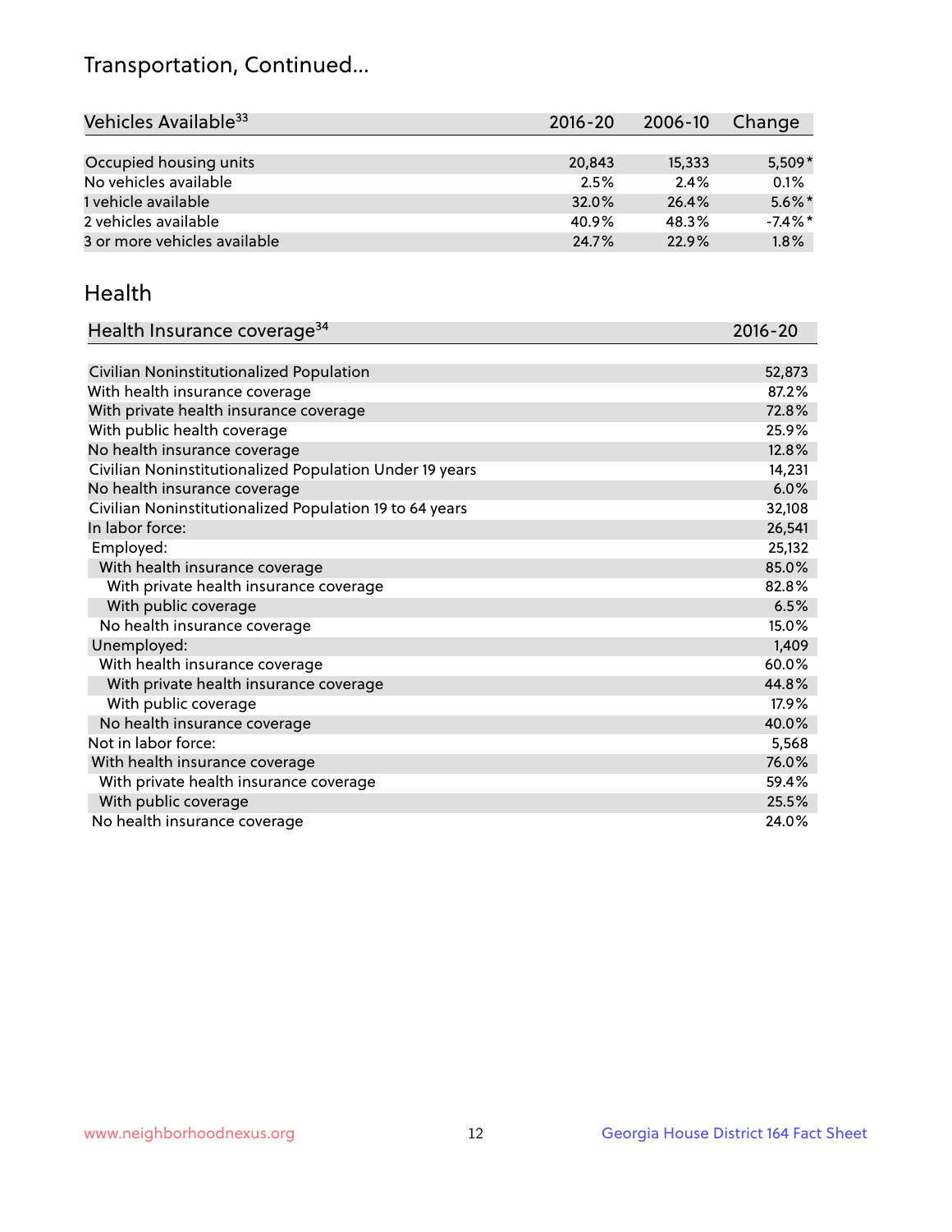## Transportation, Continued...

| Vehicles Available[33] | 2016-20 | 2006-10 | Change |
| --- | --- | --- | --- |
| Occupied housing units | 20,843 | 15,333 | 5,509* |
| No vehicles available | 2.5% | 2.4% | 0.1% |
| 1 vehicle available | 32.0% | 26.4% | 5.6%* |
| 2 vehicles available | 40.9% | 48.3% | -7.4%* |
| 3 or more vehicles available | 24.7% | 22.9% | 1.8% |

## Health

| Health Insurance coverage[34] | 2016-20 |
| --- | --- |
| Civilian Noninstitutionalized Population | 52,873 |
| With health insurance coverage | 87.2% |
| With private health insurance coverage | 72.8% |
| With public health coverage | 25.9% |
| No health insurance coverage | 12.8% |
| Civilian Noninstitutionalized Population Under 19 years | 14,231 |
| No health insurance coverage | 6.0% |
| Civilian Noninstitutionalized Population 19 to 64 years | 32,108 |
| In labor force: | 26,541 |
| Employed: | 25,132 |
| With health insurance coverage | 85.0% |
| With private health insurance coverage | 82.8% |
| With public coverage | 6.5% |
| No health insurance coverage | 15.0% |
| Unemployed: | 1,409 |
| With health insurance coverage | 60.0% |
| With private health insurance coverage | 44.8% |
| With public coverage | 17.9% |
| No health insurance coverage | 40.0% |
| Not in labor force: | 5,568 |
| With health insurance coverage | 76.0% |
| With private health insurance coverage | 59.4% |
| With public coverage | 25.5% |
| No health insurance coverage | 24.0% |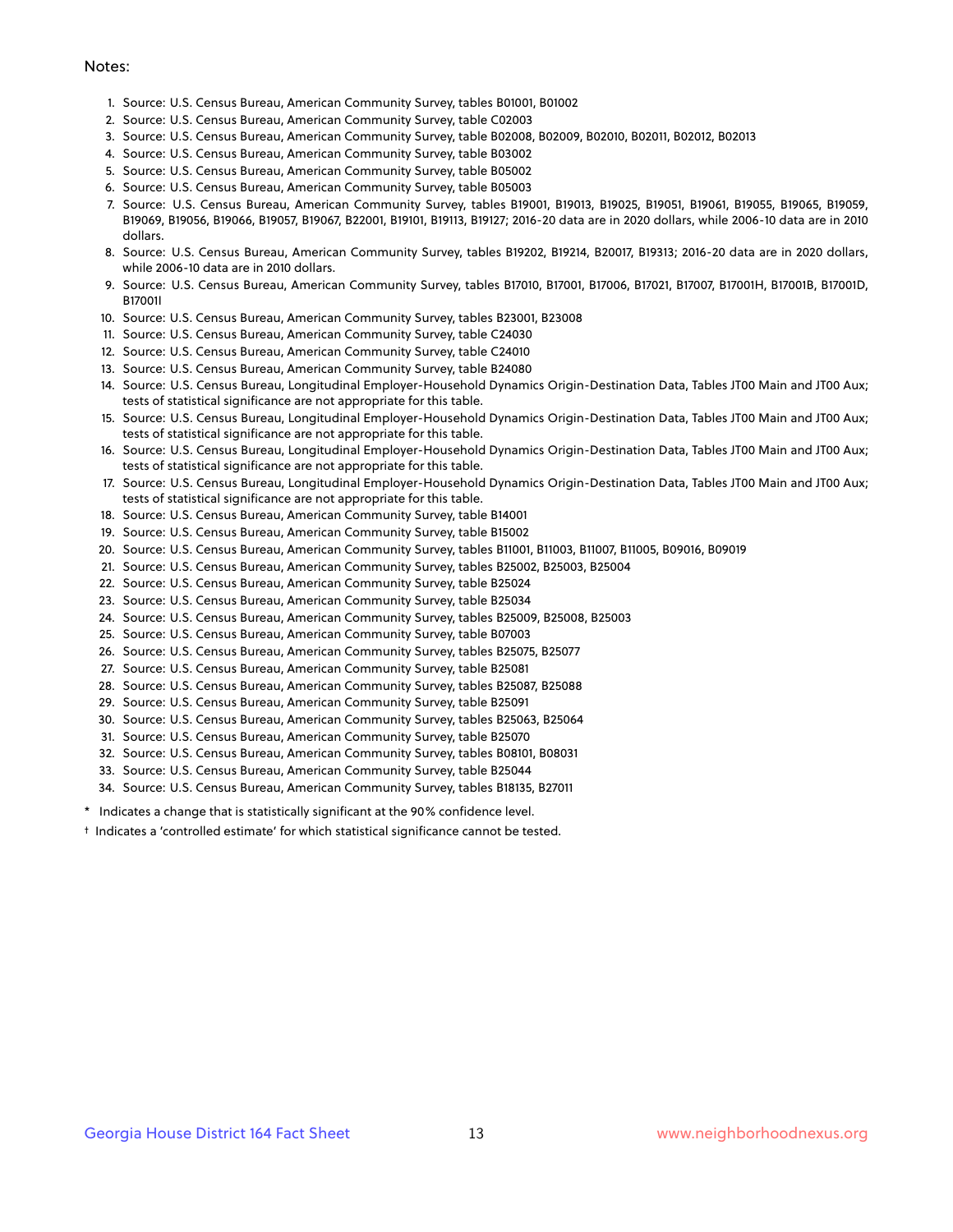Notes:

1. Source: U.S. Census Bureau, American Community Survey, tables B01001, B01002
2. Source: U.S. Census Bureau, American Community Survey, table C02003
3. Source: U.S. Census Bureau, American Community Survey, table B02008, B02009, B02010, B02011, B02012, B02013
4. Source: U.S. Census Bureau, American Community Survey, table B03002
5. Source: U.S. Census Bureau, American Community Survey, table B05002
6. Source: U.S. Census Bureau, American Community Survey, table B05003
7. Source: U.S. Census Bureau, American Community Survey, tables B19001, B19013, B19025, B19051, B19061, B19055, B19065, B19059, B19069, B19056, B19066, B19057, B19067, B22001, B19101, B19113, B19127; 2016-20 data are in 2020 dollars, while 2006-10 data are in 2010 dollars.
8. Source: U.S. Census Bureau, American Community Survey, tables B19202, B19214, B20017, B19313; 2016-20 data are in 2020 dollars, while 2006-10 data are in 2010 dollars.
9. Source: U.S. Census Bureau, American Community Survey, tables B17010, B17001, B17006, B17021, B17007, B17001H, B17001B, B17001D, B17001I
10. Source: U.S. Census Bureau, American Community Survey, tables B23001, B23008
11. Source: U.S. Census Bureau, American Community Survey, table C24030
12. Source: U.S. Census Bureau, American Community Survey, table C24010
13. Source: U.S. Census Bureau, American Community Survey, table B24080
14. Source: U.S. Census Bureau, Longitudinal Employer-Household Dynamics Origin-Destination Data, Tables JT00 Main and JT00 Aux; tests of statistical significance are not appropriate for this table.
15. Source: U.S. Census Bureau, Longitudinal Employer-Household Dynamics Origin-Destination Data, Tables JT00 Main and JT00 Aux; tests of statistical significance are not appropriate for this table.
16. Source: U.S. Census Bureau, Longitudinal Employer-Household Dynamics Origin-Destination Data, Tables JT00 Main and JT00 Aux; tests of statistical significance are not appropriate for this table.
17. Source: U.S. Census Bureau, Longitudinal Employer-Household Dynamics Origin-Destination Data, Tables JT00 Main and JT00 Aux; tests of statistical significance are not appropriate for this table.
18. Source: U.S. Census Bureau, American Community Survey, table B14001
19. Source: U.S. Census Bureau, American Community Survey, table B15002
20. Source: U.S. Census Bureau, American Community Survey, tables B11001, B11003, B11007, B11005, B09016, B09019
21. Source: U.S. Census Bureau, American Community Survey, tables B25002, B25003, B25004
22. Source: U.S. Census Bureau, American Community Survey, table B25024
23. Source: U.S. Census Bureau, American Community Survey, table B25034
24. Source: U.S. Census Bureau, American Community Survey, tables B25009, B25008, B25003
25. Source: U.S. Census Bureau, American Community Survey, table B07003
26. Source: U.S. Census Bureau, American Community Survey, tables B25075, B25077
27. Source: U.S. Census Bureau, American Community Survey, table B25081
28. Source: U.S. Census Bureau, American Community Survey, tables B25087, B25088
29. Source: U.S. Census Bureau, American Community Survey, table B25091
30. Source: U.S. Census Bureau, American Community Survey, tables B25063, B25064
31. Source: U.S. Census Bureau, American Community Survey, table B25070
32. Source: U.S. Census Bureau, American Community Survey, tables B08101, B08031
33. Source: U.S. Census Bureau, American Community Survey, table B25044
34. Source: U.S. Census Bureau, American Community Survey, tables B18135, B27011

\* Indicates a change that is statistically significant at the 90% confidence level.

† Indicates a 'controlled estimate' for which statistical significance cannot be tested.